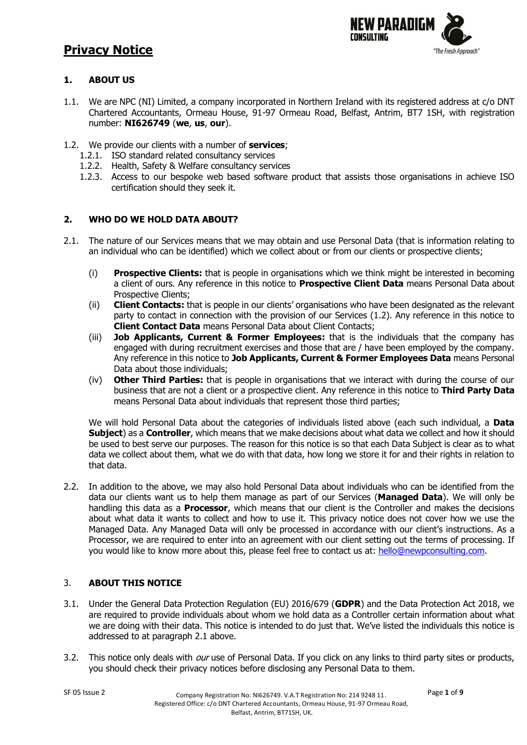# Privacy Notice

## 1. ABOUT US

1.1. We are NPC (NI) Limited, a company incorporated in Northern Ireland with its registered address at c/o DNT Chartered Accountants, Ormeau House, 91-97 Ormeau Road, Belfast, Antrim, BT7 1SH, with registration number: **NI626749** (**we**, **us**, **our**).

1.2. We provide our clients with a number of **services**;

- 1.2.1. ISO standard related consultancy services
- 1.2.2. Health, Safety & Welfare consultancy services
- 1.2.3. Access to our bespoke web based software product that assists those organisations in achieve ISO certification should they seek it.

## 2. WHO DO WE HOLD DATA ABOUT?

2.1. The nature of our Services means that we may obtain and use Personal Data (that is information relating to an individual who can be identified) which we collect about or from our clients or prospective clients;

- (i) **Prospective Clients:** that is people in organisations which we think might be interested in becoming a client of ours. Any reference in this notice to **Prospective Client Data** means Personal Data about Prospective Clients;
- (ii) **Client Contacts:** that is people in our clients' organisations who have been designated as the relevant party to contact in connection with the provision of our Services (1.2). Any reference in this notice to **Client Contact Data** means Personal Data about Client Contacts;
- (iii) **Job Applicants, Current & Former Employees:** that is the individuals that the company has engaged with during recruitment exercises and those that are / have been employed by the company. Any reference in this notice to **Job Applicants, Current & Former Employees Data** means Personal Data about those individuals;
- (iv) **Other Third Parties:** that is people in organisations that we interact with during the course of our business that are not a client or a prospective client. Any reference in this notice to **Third Party Data** means Personal Data about individuals that represent those third parties;

We will hold Personal Data about the categories of individuals listed above (each such individual, a **Data Subject**) as a **Controller**, which means that we make decisions about what data we collect and how it should be used to best serve our purposes. The reason for this notice is so that each Data Subject is clear as to what data we collect about them, what we do with that data, how long we store it for and their rights in relation to that data.

2.2. In addition to the above, we may also hold Personal Data about individuals who can be identified from the data our clients want us to help them manage as part of our Services (**Managed Data**). We will only be handling this data as a **Processor**, which means that our client is the Controller and makes the decisions about what data it wants to collect and how to use it. This privacy notice does not cover how we use the Managed Data. Any Managed Data will only be processed in accordance with our client's instructions. As a Processor, we are required to enter into an agreement with our client setting out the terms of processing. If you would like to know more about this, please feel free to contact us at: hello@newpconsulting.com.

## 3. ABOUT THIS NOTICE

3.1. Under the General Data Protection Regulation (EU) 2016/679 (**GDPR**) and the Data Protection Act 2018, we are required to provide individuals about whom we hold data as a Controller certain information about what we are doing with their data. This notice is intended to do just that. We've listed the individuals this notice is addressed to at paragraph 2.1 above.

3.2. This notice only deals with *our* use of Personal Data. If you click on any links to third party sites or products, you should check their privacy notices before disclosing any Personal Data to them.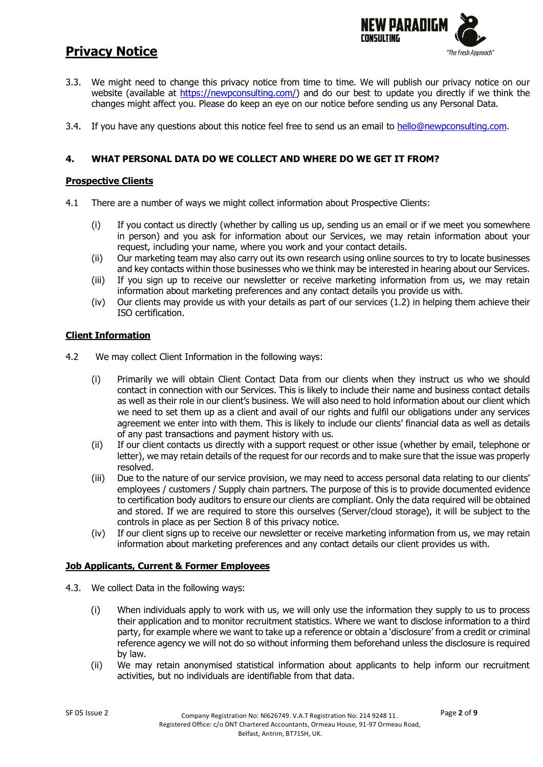3.3. We might need to change this privacy notice from time to time. We will publish our privacy notice on our website (available at [https://newpconsulting.com/](https://newpconsulting.com/)) and do our best to update you directly if we think the changes might affect you. Please do keep an eye on our notice before sending us any Personal Data.

3.4. If you have any questions about this notice feel free to send us an email to [hello@newpconsulting.com](mailto:hello@newpconsulting.com).

## 4. WHAT PERSONAL DATA DO WE COLLECT AND WHERE DO WE GET IT FROM?

**Prospective Clients**

4.1 There are a number of ways we might collect information about Prospective Clients:

(i) If you contact us directly (whether by calling us up, sending us an email or if we meet you somewhere in person) and you ask for information about our Services, we may retain information about your request, including your name, where you work and your contact details.
(ii) Our marketing team may also carry out its own research using online sources to try to locate businesses and key contacts within those businesses who we think may be interested in hearing about our Services.
(iii) If you sign up to receive our newsletter or receive marketing information from us, we may retain information about marketing preferences and any contact details you provide us with.
(iv) Our clients may provide us with your details as part of our services (1.2) in helping them achieve their ISO certification.

**Client Information**

4.2 We may collect Client Information in the following ways:

(i) Primarily we will obtain Client Contact Data from our clients when they instruct us who we should contact in connection with our Services. This is likely to include their name and business contact details as well as their role in our client's business. We will also need to hold information about our client which we need to set them up as a client and avail of our rights and fulfil our obligations under any services agreement we enter into with them. This is likely to include our clients' financial data as well as details of any past transactions and payment history with us.
(ii) If our client contacts us directly with a support request or other issue (whether by email, telephone or letter), we may retain details of the request for our records and to make sure that the issue was properly resolved.
(iii) Due to the nature of our service provision, we may need to access personal data relating to our clients' employees / customers / Supply chain partners. The purpose of this is to provide documented evidence to certification body auditors to ensure our clients are compliant. Only the data required will be obtained and stored. If we are required to store this ourselves (Server/cloud storage), it will be subject to the controls in place as per Section 8 of this privacy notice.
(iv) If our client signs up to receive our newsletter or receive marketing information from us, we may retain information about marketing preferences and any contact details our client provides us with.

**Job Applicants, Current & Former Employees**

4.3. We collect Data in the following ways:

(i) When individuals apply to work with us, we will only use the information they supply to us to process their application and to monitor recruitment statistics. Where we want to disclose information to a third party, for example where we want to take up a reference or obtain a 'disclosure' from a credit or criminal reference agency we will not do so without informing them beforehand unless the disclosure is required by law.
(ii) We may retain anonymised statistical information about applicants to help inform our recruitment activities, but no individuals are identifiable from that data.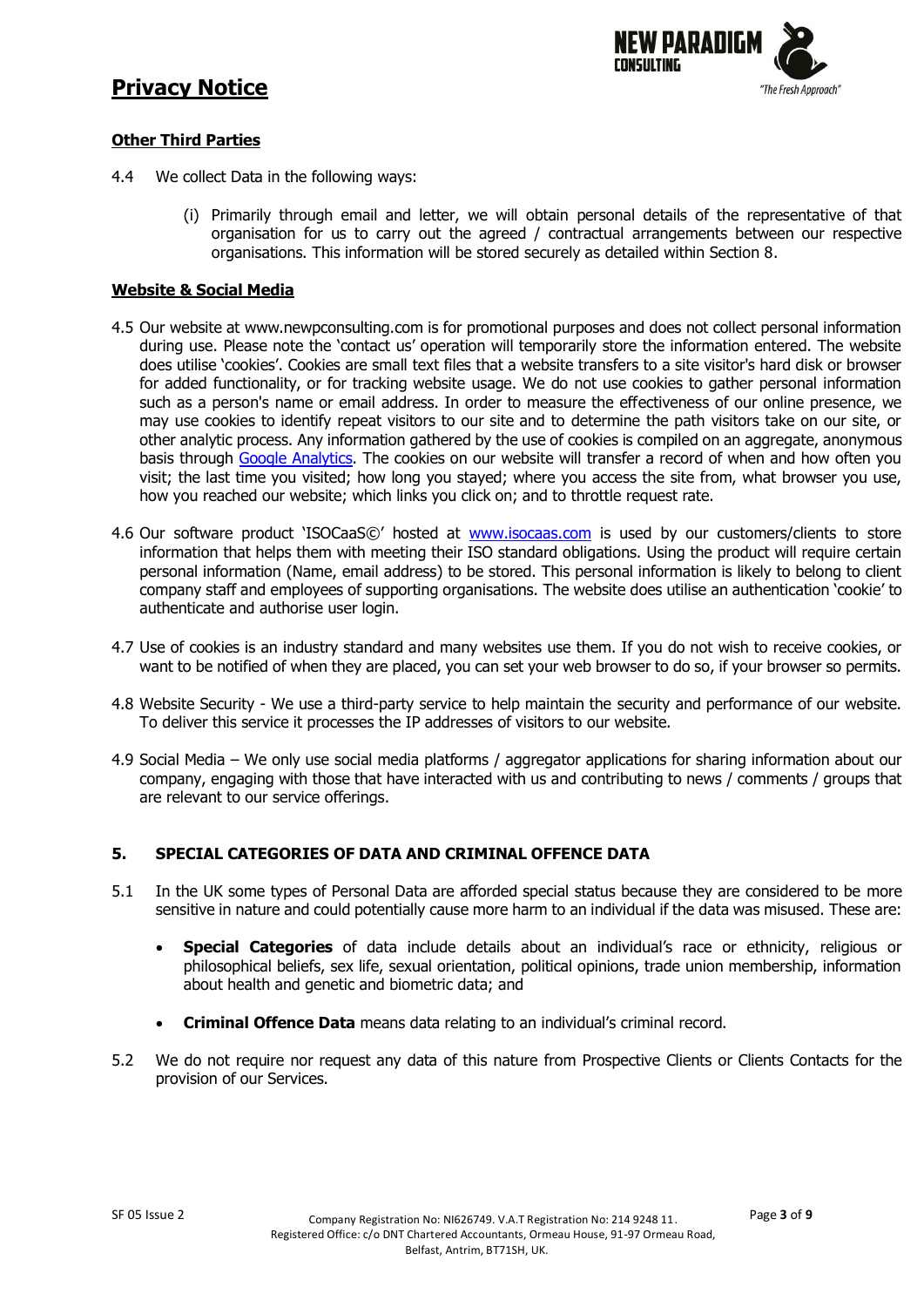# Privacy Notice

**Other Third Parties**

4.4 We collect Data in the following ways:

(i) Primarily through email and letter, we will obtain personal details of the representative of that organisation for us to carry out the agreed / contractual arrangements between our respective organisations. This information will be stored securely as detailed within Section 8.

**Website & Social Media**

4.5 Our website at www.newpconsulting.com is for promotional purposes and does not collect personal information during use. Please note the 'contact us' operation will temporarily store the information entered. The website does utilise 'cookies'. Cookies are small text files that a website transfers to a site visitor's hard disk or browser for added functionality, or for tracking website usage. We do not use cookies to gather personal information such as a person's name or email address. In order to measure the effectiveness of our online presence, we may use cookies to identify repeat visitors to our site and to determine the path visitors take on our site, or other analytic process. Any information gathered by the use of cookies is compiled on an aggregate, anonymous basis through Google Analytics. The cookies on our website will transfer a record of when and how often you visit; the last time you visited; how long you stayed; where you access the site from, what browser you use, how you reached our website; which links you click on; and to throttle request rate.

4.6 Our software product 'ISOCaaS©' hosted at www.isocaas.com is used by our customers/clients to store information that helps them with meeting their ISO standard obligations. Using the product will require certain personal information (Name, email address) to be stored. This personal information is likely to belong to client company staff and employees of supporting organisations. The website does utilise an authentication 'cookie' to authenticate and authorise user login.

4.7 Use of cookies is an industry standard and many websites use them. If you do not wish to receive cookies, or want to be notified of when they are placed, you can set your web browser to do so, if your browser so permits.

4.8 Website Security - We use a third-party service to help maintain the security and performance of our website. To deliver this service it processes the IP addresses of visitors to our website.

4.9 Social Media – We only use social media platforms / aggregator applications for sharing information about our company, engaging with those that have interacted with us and contributing to news / comments / groups that are relevant to our service offerings.

## 5. SPECIAL CATEGORIES OF DATA AND CRIMINAL OFFENCE DATA

5.1 In the UK some types of Personal Data are afforded special status because they are considered to be more sensitive in nature and could potentially cause more harm to an individual if the data was misused. These are:

- **Special Categories** of data include details about an individual's race or ethnicity, religious or philosophical beliefs, sex life, sexual orientation, political opinions, trade union membership, information about health and genetic and biometric data; and

- **Criminal Offence Data** means data relating to an individual's criminal record.

5.2 We do not require nor request any data of this nature from Prospective Clients or Clients Contacts for the provision of our Services.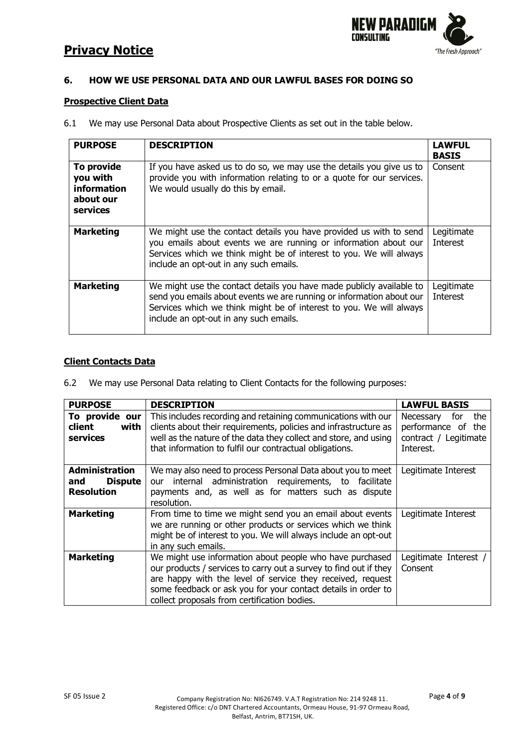## 6. HOW WE USE PERSONAL DATA AND OUR LAWFUL BASES FOR DOING SO

### Prospective Client Data

6.1 We may use Personal Data about Prospective Clients as set out in the table below.

| PURPOSE | DESCRIPTION | LAWFUL BASIS |
| --- | --- | --- |
| **To provide you with information about our services** | If you have asked us to do so, we may use the details you give us to provide you with information relating to or a quote for our services. We would usually do this by email. | Consent |
| **Marketing** | We might use the contact details you have provided us with to send you emails about events we are running or information about our Services which we think might be of interest to you. We will always include an opt-out in any such emails. | Legitimate Interest |
| **Marketing** | We might use the contact details you have made publicly available to send you emails about events we are running or information about our Services which we think might be of interest to you. We will always include an opt-out in any such emails. | Legitimate Interest |

### Client Contacts Data

6.2 We may use Personal Data relating to Client Contacts for the following purposes:

| PURPOSE | DESCRIPTION | LAWFUL BASIS |
| --- | --- | --- |
| **To provide our client with services** | This includes recording and retaining communications with our clients about their requirements, policies and infrastructure as well as the nature of the data they collect and store, and using that information to fulfil our contractual obligations. | Necessary for the performance of the contract / Legitimate Interest. |
| **Administration and Dispute Resolution** | We may also need to process Personal Data about you to meet our internal administration requirements, to facilitate payments and, as well as for matters such as dispute resolution. | Legitimate Interest |
| **Marketing** | From time to time we might send you an email about events we are running or other products or services which we think might be of interest to you. We will always include an opt-out in any such emails. | Legitimate Interest |
| **Marketing** | We might use information about people who have purchased our products / services to carry out a survey to find out if they are happy with the level of service they received, request some feedback or ask you for your contact details in order to collect proposals from certification bodies. | Legitimate Interest / Consent |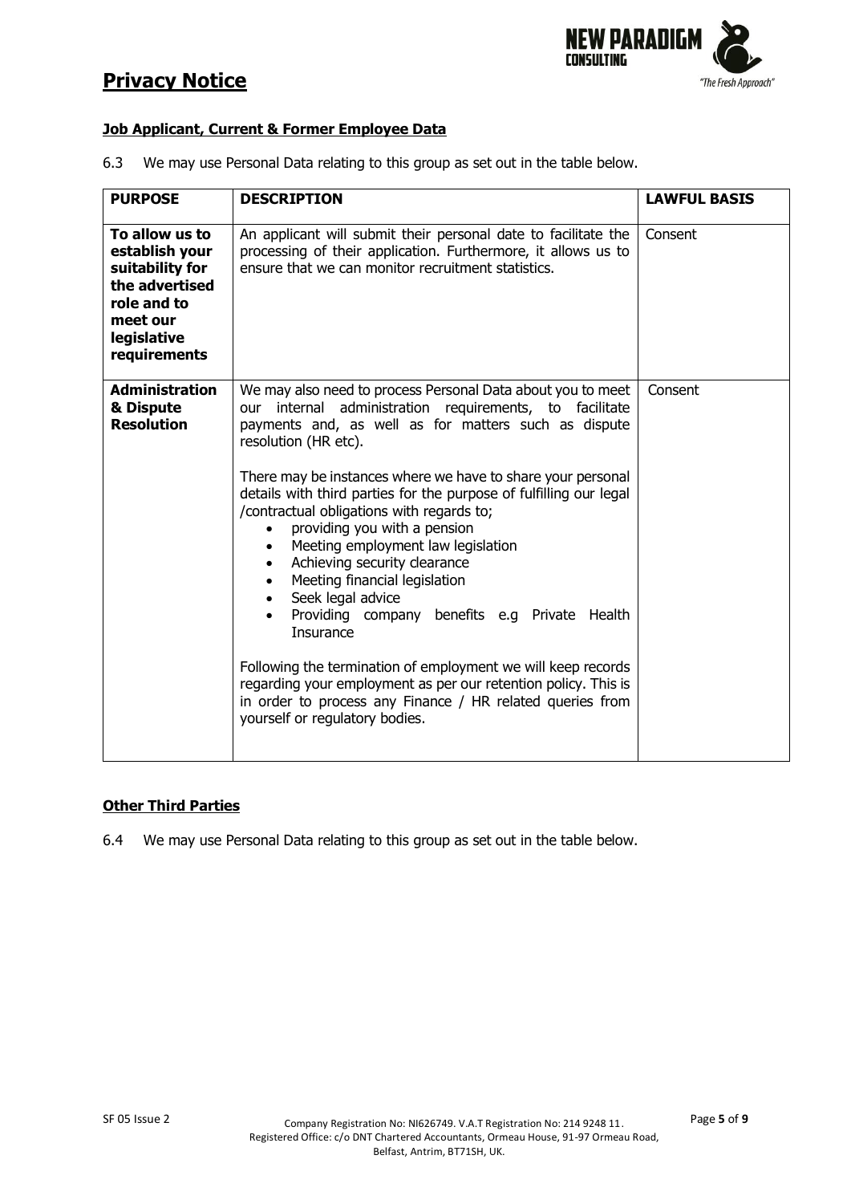## Job Applicant, Current & Former Employee Data

6.3 We may use Personal Data relating to this group as set out in the table below.

| PURPOSE | DESCRIPTION | LAWFUL BASIS |
|---|---|---|
| **To allow us to establish your suitability for the advertised role and to meet our legislative requirements** | An applicant will submit their personal date to facilitate the processing of their application. Furthermore, it allows us to ensure that we can monitor recruitment statistics. | Consent |
| **Administration & Dispute Resolution** | We may also need to process Personal Data about you to meet our internal administration requirements, to facilitate payments and, as well as for matters such as dispute resolution (HR etc).<br><br>There may be instances where we have to share your personal details with third parties for the purpose of fulfilling our legal /contractual obligations with regards to;<br>• providing you with a pension<br>• Meeting employment law legislation<br>• Achieving security clearance<br>• Meeting financial legislation<br>• Seek legal advice<br>• Providing company benefits e.g Private Health Insurance<br><br>Following the termination of employment we will keep records regarding your employment as per our retention policy. This is in order to process any Finance / HR related queries from yourself or regulatory bodies. | Consent |

## Other Third Parties

6.4 We may use Personal Data relating to this group as set out in the table below.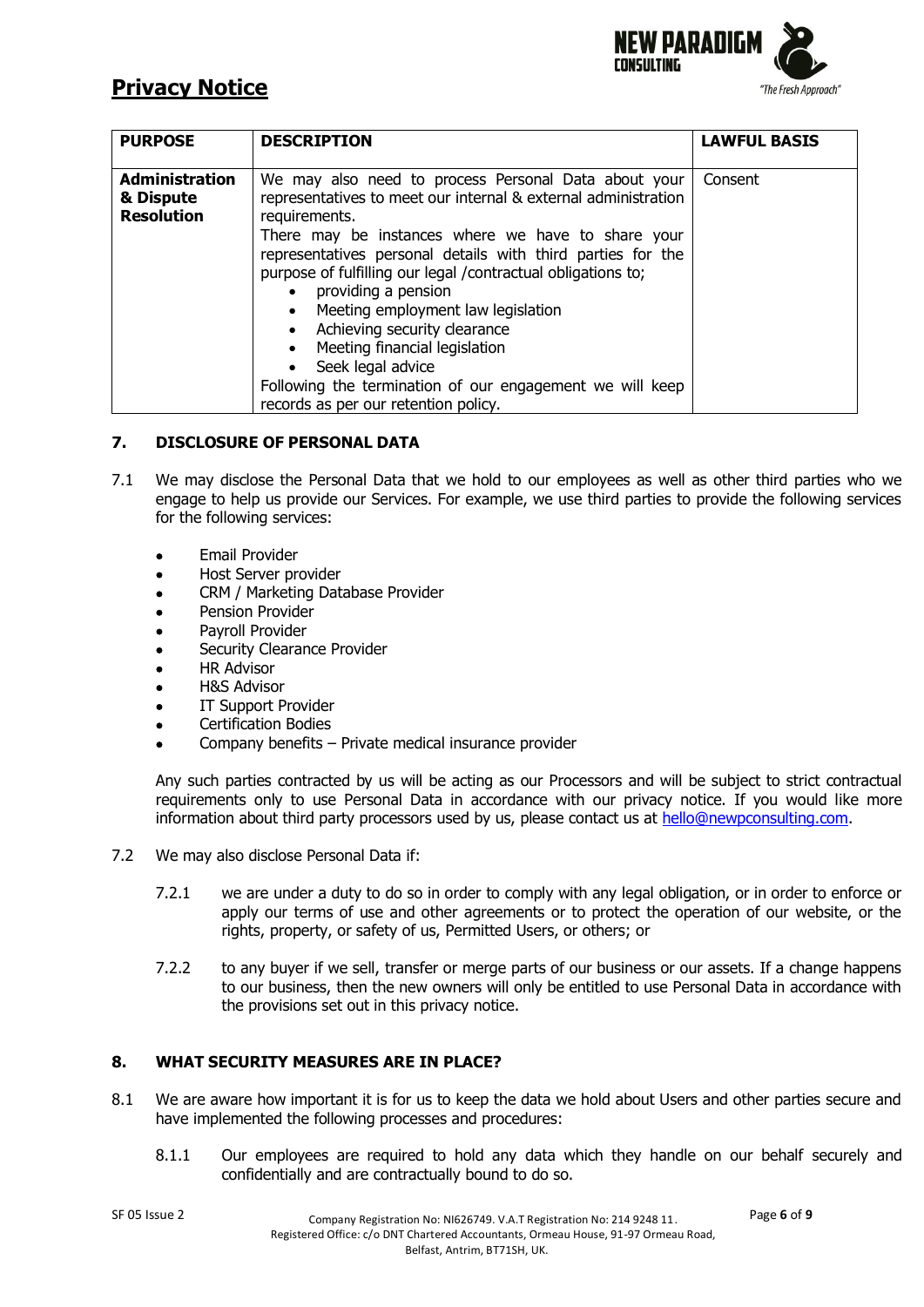| PURPOSE | DESCRIPTION | LAWFUL BASIS |
| --- | --- | --- |
| **Administration & Dispute Resolution** | We may also need to process Personal Data about your representatives to meet our internal & external administration requirements.<br>There may be instances where we have to share your representatives personal details with third parties for the purpose of fulfilling our legal /contractual obligations to;<br>• providing a pension<br>• Meeting employment law legislation<br>• Achieving security clearance<br>• Meeting financial legislation<br>• Seek legal advice<br>Following the termination of our engagement we will keep records as per our retention policy. | Consent |

## 7. DISCLOSURE OF PERSONAL DATA

7.1 We may disclose the Personal Data that we hold to our employees as well as other third parties who we engage to help us provide our Services. For example, we use third parties to provide the following services for the following services:

- Email Provider
- Host Server provider
- CRM / Marketing Database Provider
- Pension Provider
- Payroll Provider
- Security Clearance Provider
- HR Advisor
- H&S Advisor
- IT Support Provider
- Certification Bodies
- Company benefits – Private medical insurance provider

Any such parties contracted by us will be acting as our Processors and will be subject to strict contractual requirements only to use Personal Data in accordance with our privacy notice. If you would like more information about third party processors used by us, please contact us at hello@newpconsulting.com.

7.2 We may also disclose Personal Data if:

7.2.1 we are under a duty to do so in order to comply with any legal obligation, or in order to enforce or apply our terms of use and other agreements or to protect the operation of our website, or the rights, property, or safety of us, Permitted Users, or others; or

7.2.2 to any buyer if we sell, transfer or merge parts of our business or our assets. If a change happens to our business, then the new owners will only be entitled to use Personal Data in accordance with the provisions set out in this privacy notice.

## 8. WHAT SECURITY MEASURES ARE IN PLACE?

8.1 We are aware how important it is for us to keep the data we hold about Users and other parties secure and have implemented the following processes and procedures:

8.1.1 Our employees are required to hold any data which they handle on our behalf securely and confidentially and are contractually bound to do so.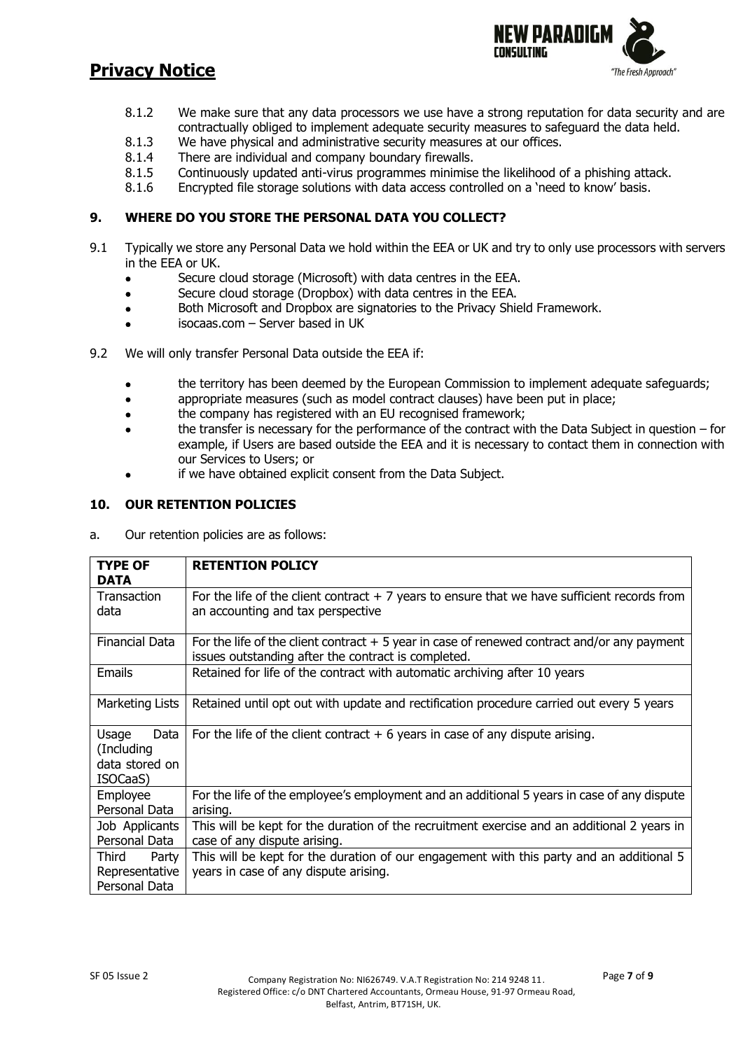8.1.2 We make sure that any data processors we use have a strong reputation for data security and are contractually obliged to implement adequate security measures to safeguard the data held.

8.1.3 We have physical and administrative security measures at our offices.

8.1.4 There are individual and company boundary firewalls.

8.1.5 Continuously updated anti-virus programmes minimise the likelihood of a phishing attack.

8.1.6 Encrypted file storage solutions with data access controlled on a 'need to know' basis.

## 9. WHERE DO YOU STORE THE PERSONAL DATA YOU COLLECT?

9.1 Typically we store any Personal Data we hold within the EEA or UK and try to only use processors with servers in the EEA or UK.

- Secure cloud storage (Microsoft) with data centres in the EEA.
- Secure cloud storage (Dropbox) with data centres in the EEA.
- Both Microsoft and Dropbox are signatories to the Privacy Shield Framework.
- isocaas.com – Server based in UK

9.2 We will only transfer Personal Data outside the EEA if:

- the territory has been deemed by the European Commission to implement adequate safeguards;
- appropriate measures (such as model contract clauses) have been put in place;
- the company has registered with an EU recognised framework;
- the transfer is necessary for the performance of the contract with the Data Subject in question – for example, if Users are based outside the EEA and it is necessary to contact them in connection with our Services to Users; or
- if we have obtained explicit consent from the Data Subject.

## 10. OUR RETENTION POLICIES

a. Our retention policies are as follows:

| TYPE OF DATA | RETENTION POLICY |
|---|---|
| Transaction data | For the life of the client contract + 7 years to ensure that we have sufficient records from an accounting and tax perspective |
| Financial Data | For the life of the client contract + 5 year in case of renewed contract and/or any payment issues outstanding after the contract is completed. |
| Emails | Retained for life of the contract with automatic archiving after 10 years |
| Marketing Lists | Retained until opt out with update and rectification procedure carried out every 5 years |
| Usage Data (Including data stored on ISOCaaS) | For the life of the client contract + 6 years in case of any dispute arising. |
| Employee Personal Data | For the life of the employee's employment and an additional 5 years in case of any dispute arising. |
| Job Applicants Personal Data | This will be kept for the duration of the recruitment exercise and an additional 2 years in case of any dispute arising. |
| Third Party Representative Personal Data | This will be kept for the duration of our engagement with this party and an additional 5 years in case of any dispute arising. |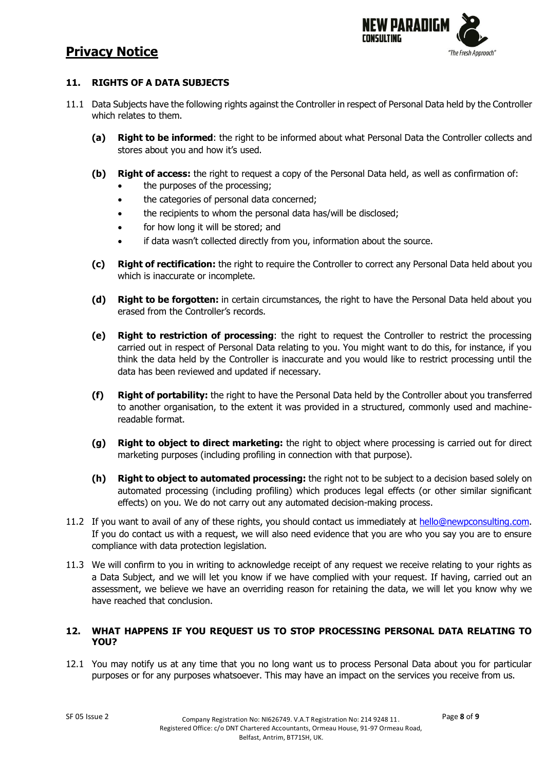## 11. RIGHTS OF A DATA SUBJECTS

11.1 Data Subjects have the following rights against the Controller in respect of Personal Data held by the Controller which relates to them.

**(a)** **Right to be informed**: the right to be informed about what Personal Data the Controller collects and stores about you and how it's used.

**(b)** **Right of access:** the right to request a copy of the Personal Data held, as well as confirmation of:

- the purposes of the processing;
- the categories of personal data concerned;
- the recipients to whom the personal data has/will be disclosed;
- for how long it will be stored; and
- if data wasn't collected directly from you, information about the source.

**(c)** **Right of rectification:** the right to require the Controller to correct any Personal Data held about you which is inaccurate or incomplete.

**(d)** **Right to be forgotten:** in certain circumstances, the right to have the Personal Data held about you erased from the Controller's records.

**(e)** **Right to restriction of processing**: the right to request the Controller to restrict the processing carried out in respect of Personal Data relating to you. You might want to do this, for instance, if you think the data held by the Controller is inaccurate and you would like to restrict processing until the data has been reviewed and updated if necessary.

**(f)** **Right of portability:** the right to have the Personal Data held by the Controller about you transferred to another organisation, to the extent it was provided in a structured, commonly used and machine-readable format.

**(g)** **Right to object to direct marketing:** the right to object where processing is carried out for direct marketing purposes (including profiling in connection with that purpose).

**(h)** **Right to object to automated processing:** the right not to be subject to a decision based solely on automated processing (including profiling) which produces legal effects (or other similar significant effects) on you. We do not carry out any automated decision-making process.

11.2 If you want to avail of any of these rights, you should contact us immediately at hello@newpconsulting.com. If you do contact us with a request, we will also need evidence that you are who you say you are to ensure compliance with data protection legislation.

11.3 We will confirm to you in writing to acknowledge receipt of any request we receive relating to your rights as a Data Subject, and we will let you know if we have complied with your request. If having, carried out an assessment, we believe we have an overriding reason for retaining the data, we will let you know why we have reached that conclusion.

## 12. WHAT HAPPENS IF YOU REQUEST US TO STOP PROCESSING PERSONAL DATA RELATING TO YOU?

12.1 You may notify us at any time that you no long want us to process Personal Data about you for particular purposes or for any purposes whatsoever. This may have an impact on the services you receive from us.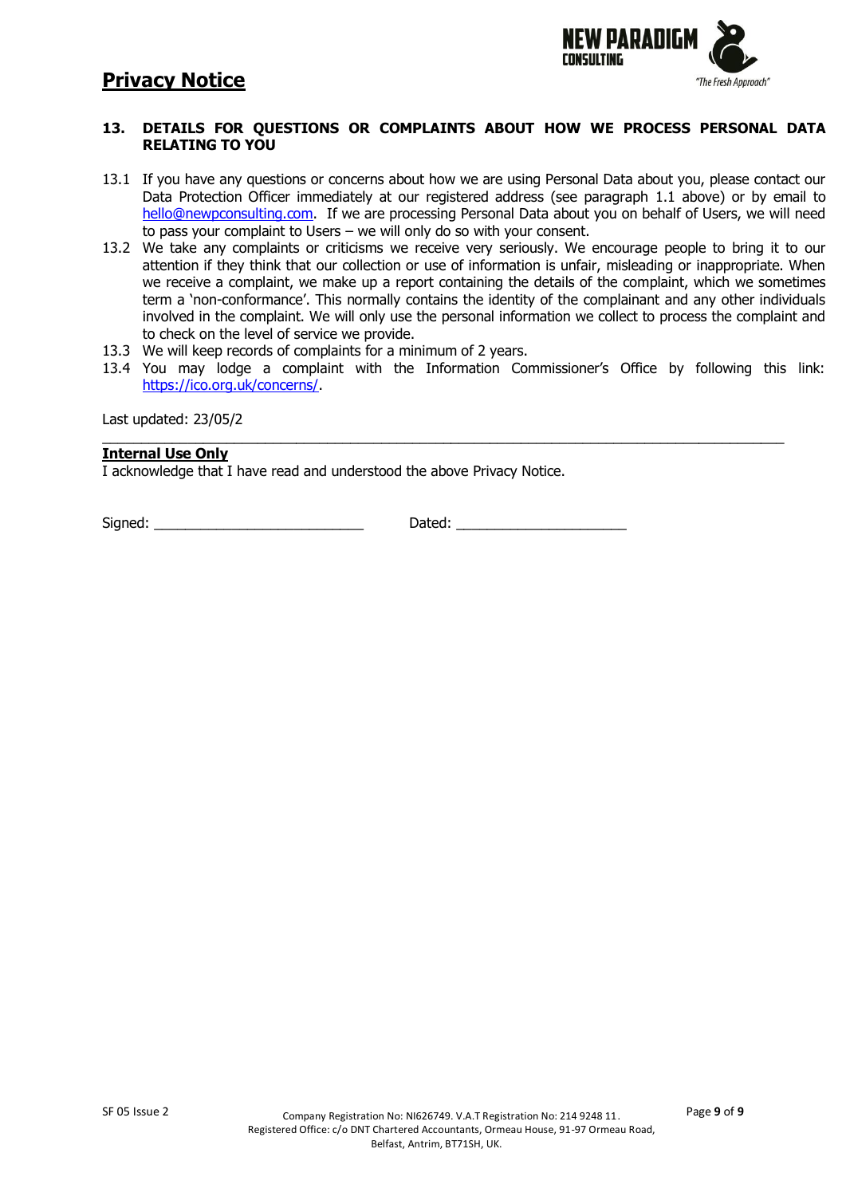## 13. DETAILS FOR QUESTIONS OR COMPLAINTS ABOUT HOW WE PROCESS PERSONAL DATA RELATING TO YOU

13.1 If you have any questions or concerns about how we are using Personal Data about you, please contact our Data Protection Officer immediately at our registered address (see paragraph 1.1 above) or by email to hello@newpconsulting.com. If we are processing Personal Data about you on behalf of Users, we will need to pass your complaint to Users – we will only do so with your consent.

13.2 We take any complaints or criticisms we receive very seriously. We encourage people to bring it to our attention if they think that our collection or use of information is unfair, misleading or inappropriate. When we receive a complaint, we make up a report containing the details of the complaint, which we sometimes term a 'non-conformance'. This normally contains the identity of the complainant and any other individuals involved in the complaint. We will only use the personal information we collect to process the complaint and to check on the level of service we provide.

13.3 We will keep records of complaints for a minimum of 2 years.

13.4 You may lodge a complaint with the Information Commissioner's Office by following this link: https://ico.org.uk/concerns/.

Last updated: 23/05/2

---

**Internal Use Only**

I acknowledge that I have read and understood the above Privacy Notice.

Signed: ___________________________ Dated: ______________________

SF 05 Issue 2

Company Registration No: NI626749. V.A.T Registration No: 214 9248 11.
Registered Office: c/o DNT Chartered Accountants, Ormeau House, 91-97 Ormeau Road, Belfast, Antrim, BT71SH, UK.